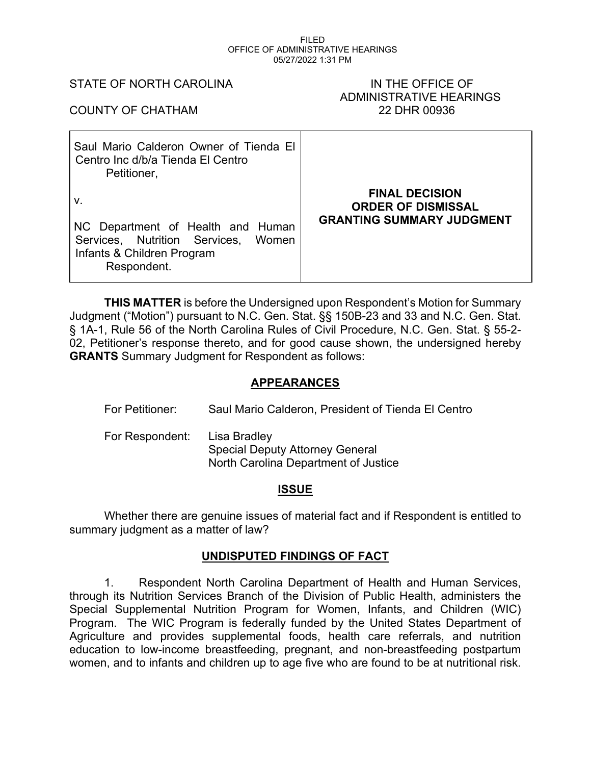FILED
OFFICE OF ADMINISTRATIVE HEARINGS
05/27/2022 1:31 PM

STATE OF NORTH CAROLINA

COUNTY OF CHATHAM

IN THE OFFICE OF
ADMINISTRATIVE HEARINGS
22 DHR 00936

| | |
|---|---|
| Saul Mario Calderon Owner of Tienda El Centro Inc d/b/a Tienda El Centro<br>Petitioner,<br><br>v.<br><br>NC Department of Health and Human Services, Nutrition Services, Women Infants & Children Program<br>Respondent. | **FINAL DECISION**<br>**ORDER OF DISMISSAL**<br>**GRANTING SUMMARY JUDGMENT** |

**THIS MATTER** is before the Undersigned upon Respondent's Motion for Summary Judgment ("Motion") pursuant to N.C. Gen. Stat. §§ 150B-23 and 33 and N.C. Gen. Stat. § 1A-1, Rule 56 of the North Carolina Rules of Civil Procedure, N.C. Gen. Stat. § 55-2-02, Petitioner's response thereto, and for good cause shown, the undersigned hereby **GRANTS** Summary Judgment for Respondent as follows:

## APPEARANCES

For Petitioner: Saul Mario Calderon, President of Tienda El Centro

For Respondent: Lisa Bradley
Special Deputy Attorney General
North Carolina Department of Justice

## ISSUE

Whether there are genuine issues of material fact and if Respondent is entitled to summary judgment as a matter of law?

## UNDISPUTED FINDINGS OF FACT

1. Respondent North Carolina Department of Health and Human Services, through its Nutrition Services Branch of the Division of Public Health, administers the Special Supplemental Nutrition Program for Women, Infants, and Children (WIC) Program. The WIC Program is federally funded by the United States Department of Agriculture and provides supplemental foods, health care referrals, and nutrition education to low-income breastfeeding, pregnant, and non-breastfeeding postpartum women, and to infants and children up to age five who are found to be at nutritional risk.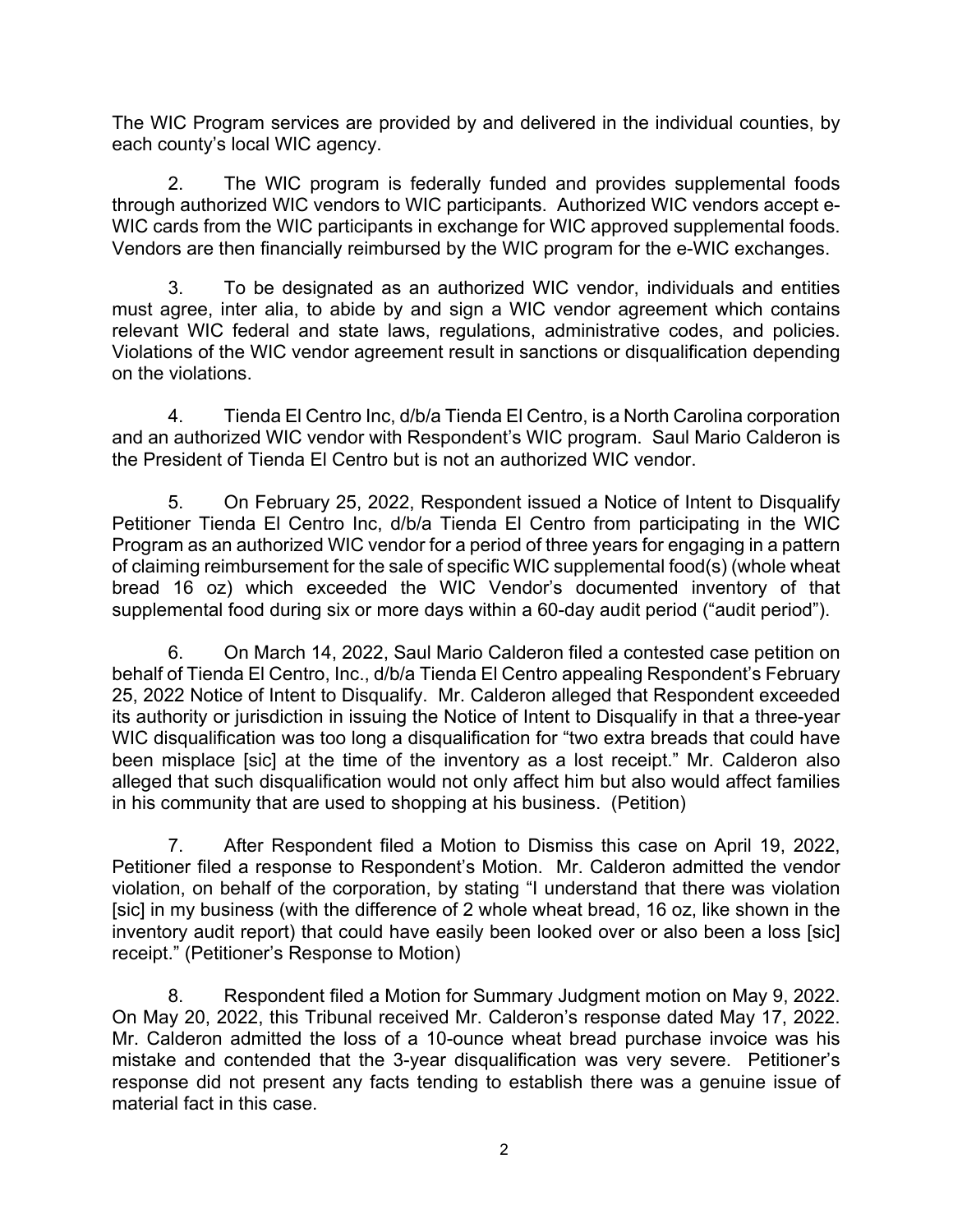The WIC Program services are provided by and delivered in the individual counties, by each county's local WIC agency.

2. The WIC program is federally funded and provides supplemental foods through authorized WIC vendors to WIC participants. Authorized WIC vendors accept e-WIC cards from the WIC participants in exchange for WIC approved supplemental foods. Vendors are then financially reimbursed by the WIC program for the e-WIC exchanges.

3. To be designated as an authorized WIC vendor, individuals and entities must agree, inter alia, to abide by and sign a WIC vendor agreement which contains relevant WIC federal and state laws, regulations, administrative codes, and policies. Violations of the WIC vendor agreement result in sanctions or disqualification depending on the violations.

4. Tienda El Centro Inc, d/b/a Tienda El Centro, is a North Carolina corporation and an authorized WIC vendor with Respondent's WIC program. Saul Mario Calderon is the President of Tienda El Centro but is not an authorized WIC vendor.

5. On February 25, 2022, Respondent issued a Notice of Intent to Disqualify Petitioner Tienda El Centro Inc, d/b/a Tienda El Centro from participating in the WIC Program as an authorized WIC vendor for a period of three years for engaging in a pattern of claiming reimbursement for the sale of specific WIC supplemental food(s) (whole wheat bread 16 oz) which exceeded the WIC Vendor's documented inventory of that supplemental food during six or more days within a 60-day audit period ("audit period").

6. On March 14, 2022, Saul Mario Calderon filed a contested case petition on behalf of Tienda El Centro, Inc., d/b/a Tienda El Centro appealing Respondent's February 25, 2022 Notice of Intent to Disqualify. Mr. Calderon alleged that Respondent exceeded its authority or jurisdiction in issuing the Notice of Intent to Disqualify in that a three-year WIC disqualification was too long a disqualification for "two extra breads that could have been misplace [sic] at the time of the inventory as a lost receipt." Mr. Calderon also alleged that such disqualification would not only affect him but also would affect families in his community that are used to shopping at his business. (Petition)

7. After Respondent filed a Motion to Dismiss this case on April 19, 2022, Petitioner filed a response to Respondent's Motion. Mr. Calderon admitted the vendor violation, on behalf of the corporation, by stating "I understand that there was violation [sic] in my business (with the difference of 2 whole wheat bread, 16 oz, like shown in the inventory audit report) that could have easily been looked over or also been a loss [sic] receipt." (Petitioner's Response to Motion)

8. Respondent filed a Motion for Summary Judgment motion on May 9, 2022. On May 20, 2022, this Tribunal received Mr. Calderon's response dated May 17, 2022. Mr. Calderon admitted the loss of a 10-ounce wheat bread purchase invoice was his mistake and contended that the 3-year disqualification was very severe. Petitioner's response did not present any facts tending to establish there was a genuine issue of material fact in this case.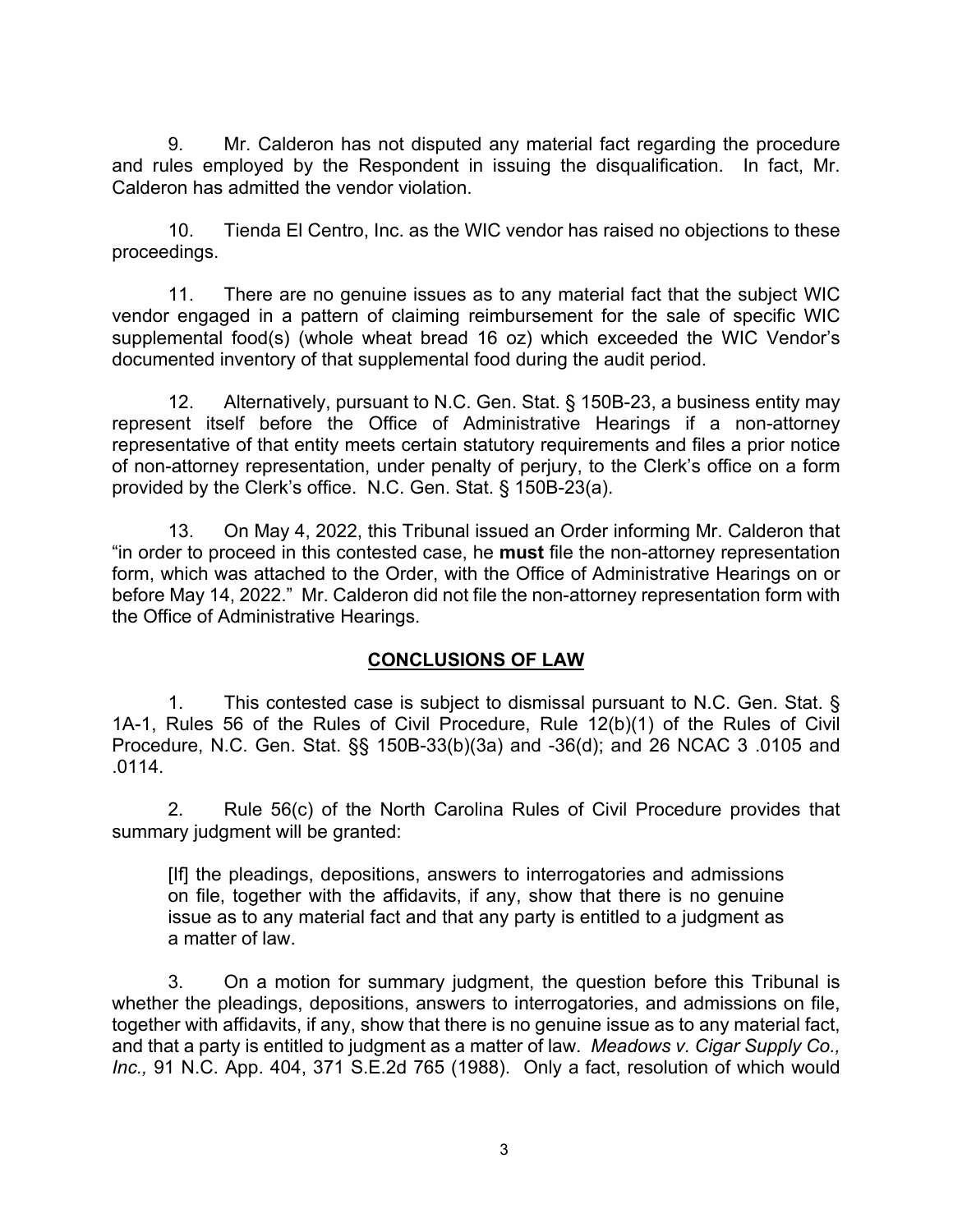9. Mr. Calderon has not disputed any material fact regarding the procedure and rules employed by the Respondent in issuing the disqualification. In fact, Mr. Calderon has admitted the vendor violation.

10. Tienda El Centro, Inc. as the WIC vendor has raised no objections to these proceedings.

11. There are no genuine issues as to any material fact that the subject WIC vendor engaged in a pattern of claiming reimbursement for the sale of specific WIC supplemental food(s) (whole wheat bread 16 oz) which exceeded the WIC Vendor's documented inventory of that supplemental food during the audit period.

12. Alternatively, pursuant to N.C. Gen. Stat. § 150B-23, a business entity may represent itself before the Office of Administrative Hearings if a non-attorney representative of that entity meets certain statutory requirements and files a prior notice of non-attorney representation, under penalty of perjury, to the Clerk's office on a form provided by the Clerk's office. N.C. Gen. Stat. § 150B-23(a).

13. On May 4, 2022, this Tribunal issued an Order informing Mr. Calderon that "in order to proceed in this contested case, he **must** file the non-attorney representation form, which was attached to the Order, with the Office of Administrative Hearings on or before May 14, 2022." Mr. Calderon did not file the non-attorney representation form with the Office of Administrative Hearings.

## CONCLUSIONS OF LAW

1. This contested case is subject to dismissal pursuant to N.C. Gen. Stat. § 1A-1, Rules 56 of the Rules of Civil Procedure, Rule 12(b)(1) of the Rules of Civil Procedure, N.C. Gen. Stat. §§ 150B-33(b)(3a) and -36(d); and 26 NCAC 3 .0105 and .0114.

2. Rule 56(c) of the North Carolina Rules of Civil Procedure provides that summary judgment will be granted:

> [If] the pleadings, depositions, answers to interrogatories and admissions on file, together with the affidavits, if any, show that there is no genuine issue as to any material fact and that any party is entitled to a judgment as a matter of law.

3. On a motion for summary judgment, the question before this Tribunal is whether the pleadings, depositions, answers to interrogatories, and admissions on file, together with affidavits, if any, show that there is no genuine issue as to any material fact, and that a party is entitled to judgment as a matter of law. *Meadows v. Cigar Supply Co., Inc.,* 91 N.C. App. 404, 371 S.E.2d 765 (1988). Only a fact, resolution of which would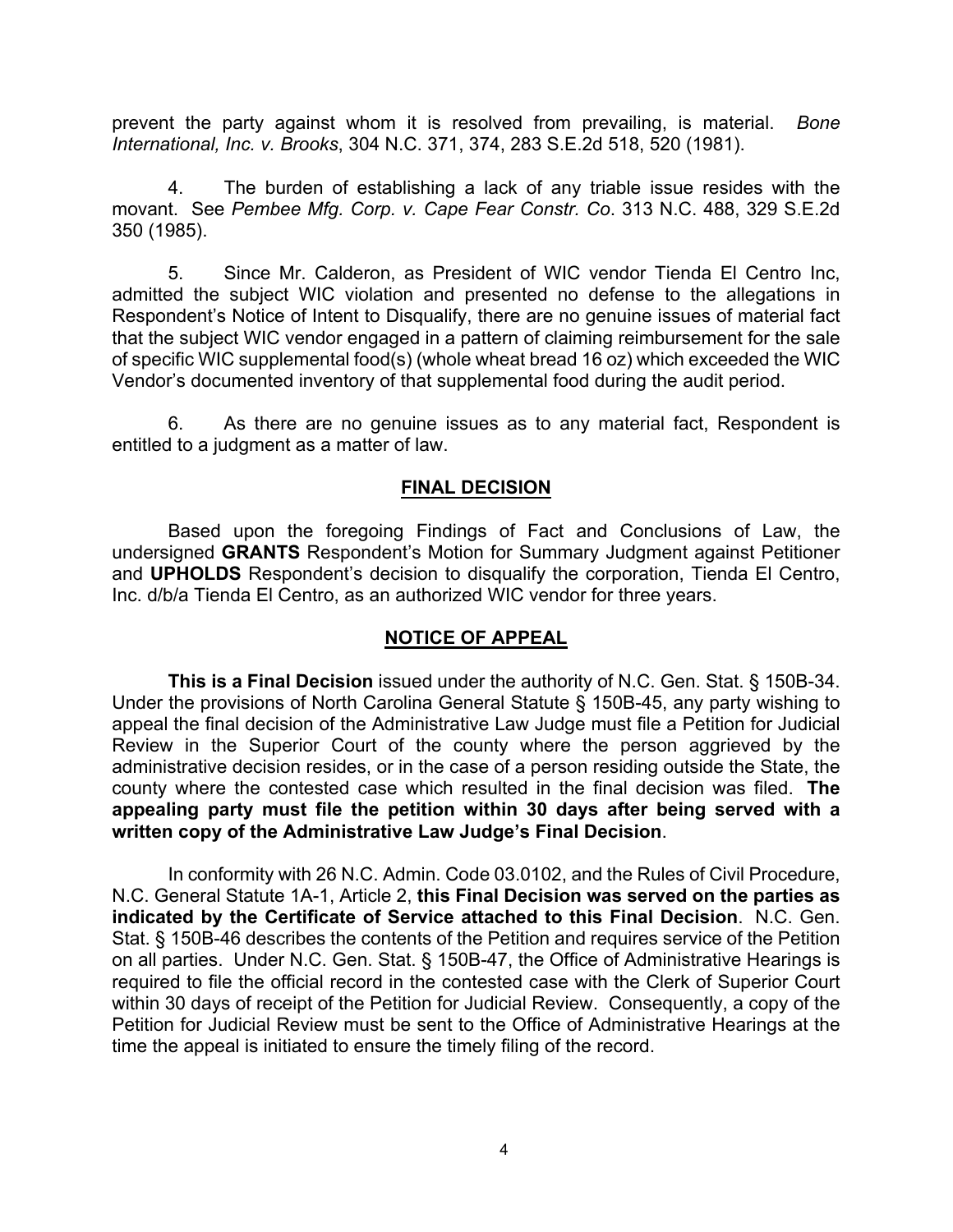prevent the party against whom it is resolved from prevailing, is material. *Bone International, Inc. v. Brooks*, 304 N.C. 371, 374, 283 S.E.2d 518, 520 (1981).

4. The burden of establishing a lack of any triable issue resides with the movant. See *Pembee Mfg. Corp. v. Cape Fear Constr. Co*. 313 N.C. 488, 329 S.E.2d 350 (1985).

5. Since Mr. Calderon, as President of WIC vendor Tienda El Centro Inc, admitted the subject WIC violation and presented no defense to the allegations in Respondent's Notice of Intent to Disqualify, there are no genuine issues of material fact that the subject WIC vendor engaged in a pattern of claiming reimbursement for the sale of specific WIC supplemental food(s) (whole wheat bread 16 oz) which exceeded the WIC Vendor's documented inventory of that supplemental food during the audit period.

6. As there are no genuine issues as to any material fact, Respondent is entitled to a judgment as a matter of law.

## FINAL DECISION

Based upon the foregoing Findings of Fact and Conclusions of Law, the undersigned **GRANTS** Respondent's Motion for Summary Judgment against Petitioner and **UPHOLDS** Respondent's decision to disqualify the corporation, Tienda El Centro, Inc. d/b/a Tienda El Centro, as an authorized WIC vendor for three years.

## NOTICE OF APPEAL

**This is a Final Decision** issued under the authority of N.C. Gen. Stat. § 150B-34. Under the provisions of North Carolina General Statute § 150B-45, any party wishing to appeal the final decision of the Administrative Law Judge must file a Petition for Judicial Review in the Superior Court of the county where the person aggrieved by the administrative decision resides, or in the case of a person residing outside the State, the county where the contested case which resulted in the final decision was filed. **The appealing party must file the petition within 30 days after being served with a written copy of the Administrative Law Judge's Final Decision**.

In conformity with 26 N.C. Admin. Code 03.0102, and the Rules of Civil Procedure, N.C. General Statute 1A-1, Article 2, **this Final Decision was served on the parties as indicated by the Certificate of Service attached to this Final Decision**. N.C. Gen. Stat. § 150B-46 describes the contents of the Petition and requires service of the Petition on all parties. Under N.C. Gen. Stat. § 150B-47, the Office of Administrative Hearings is required to file the official record in the contested case with the Clerk of Superior Court within 30 days of receipt of the Petition for Judicial Review. Consequently, a copy of the Petition for Judicial Review must be sent to the Office of Administrative Hearings at the time the appeal is initiated to ensure the timely filing of the record.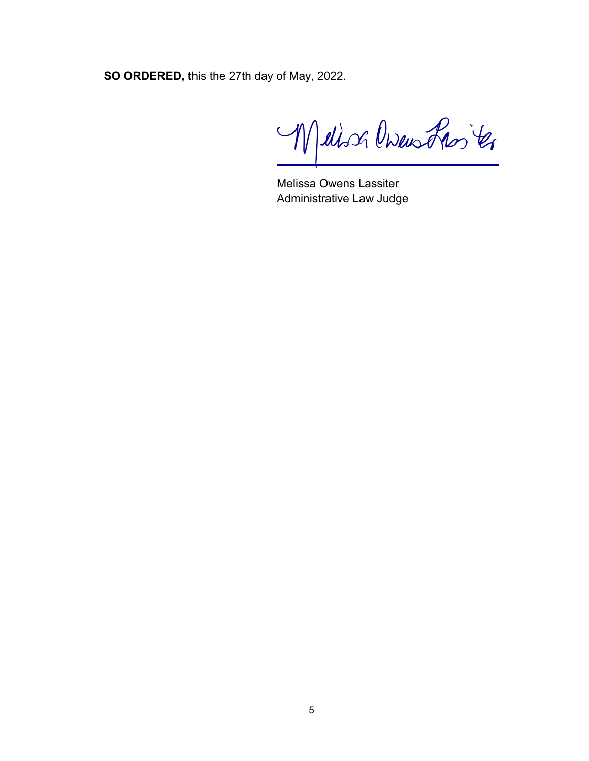**SO ORDERED, t**his the 27th day of May, 2022.

Melissa Owens Lassiter
Administrative Law Judge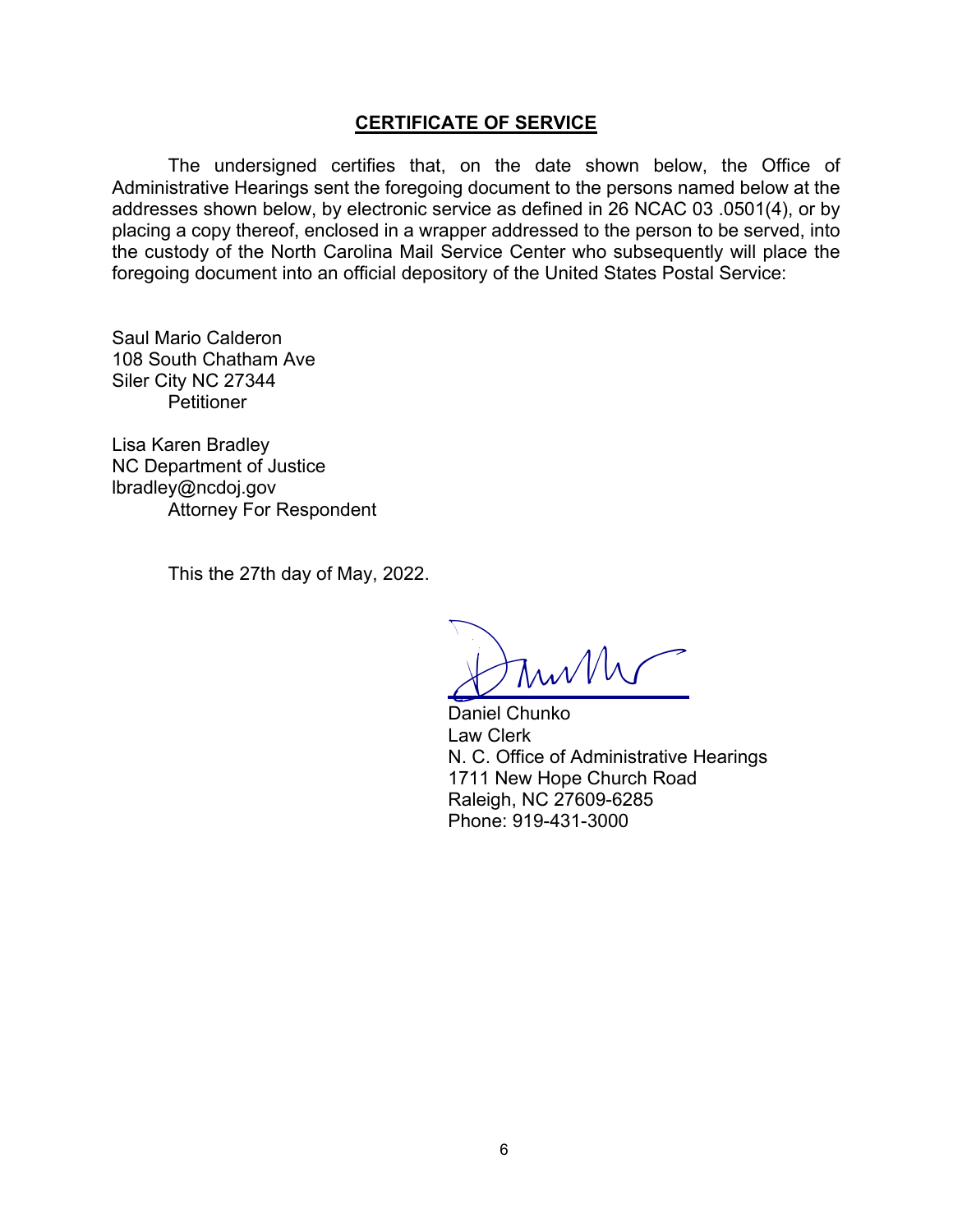## CERTIFICATE OF SERVICE

The undersigned certifies that, on the date shown below, the Office of Administrative Hearings sent the foregoing document to the persons named below at the addresses shown below, by electronic service as defined in 26 NCAC 03 .0501(4), or by placing a copy thereof, enclosed in a wrapper addressed to the person to be served, into the custody of the North Carolina Mail Service Center who subsequently will place the foregoing document into an official depository of the United States Postal Service:

Saul Mario Calderon
108 South Chatham Ave
Siler City NC 27344
Petitioner

Lisa Karen Bradley
NC Department of Justice
lbradley@ncdoj.gov
Attorney For Respondent

This the 27th day of May, 2022.

Daniel Chunko
Law Clerk
N. C. Office of Administrative Hearings
1711 New Hope Church Road
Raleigh, NC 27609-6285
Phone: 919-431-3000